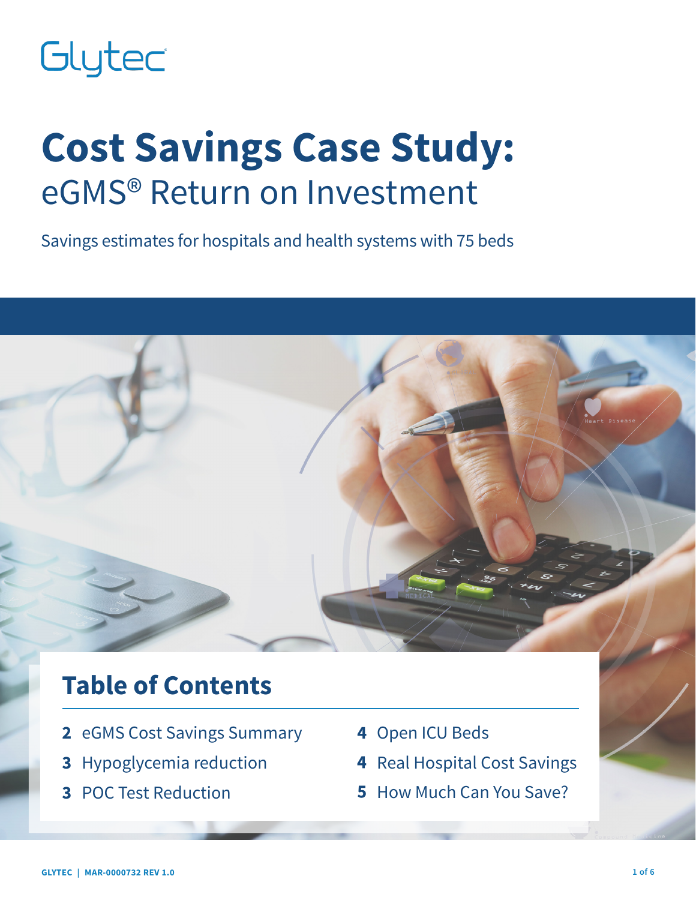Glytec®

# Cost Savings Case Study:

## eGMS® Return on Investment

Savings estimates for hospitals and health systems with 75 beds

## Table of Contents

- **2** eGMS Cost Savings Summary
- **3** Hypoglycemia reduction
- **3** POC Test Reduction
- **4** Open ICU Beds
- **4** Real Hospital Cost Savings
- **5** How Much Can You Save?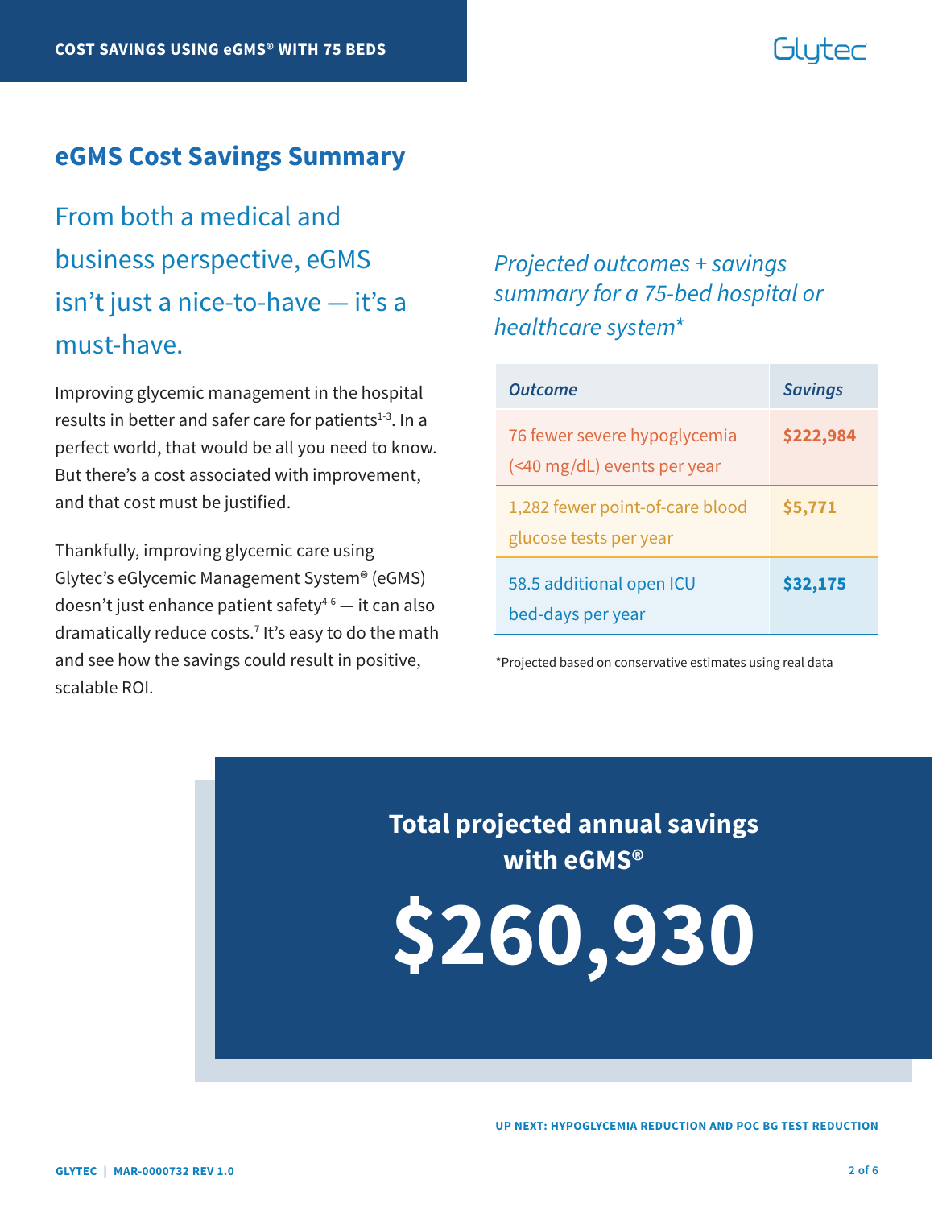## eGMS Cost Savings Summary

### From both a medical and business perspective, eGMS isn't just a nice-to-have — it's a must-have.

Improving glycemic management in the hospital results in better and safer care for patients[1-3]. In a perfect world, that would be all you need to know. But there's a cost associated with improvement, and that cost must be justified.

Thankfully, improving glycemic care using Glytec's eGlycemic Management System® (eGMS) doesn't just enhance patient safety[4-6] — it can also dramatically reduce costs.[7] It's easy to do the math and see how the savings could result in positive, scalable ROI.

*Projected outcomes + savings summary for a 75-bed hospital or healthcare system**

| *Outcome* | *Savings* |
| --- | --- |
| 76 fewer severe hypoglycemia (<40 mg/dL) events per year | **$222,984** |
| 1,282 fewer point-of-care blood glucose tests per year | **$5,771** |
| 58.5 additional open ICU bed-days per year | **$32,175** |

*Projected based on conservative estimates using real data

**Total projected annual savings with eGMS®**

# $260,930

UP NEXT: HYPOGLYCEMIA REDUCTION AND POC BG TEST REDUCTION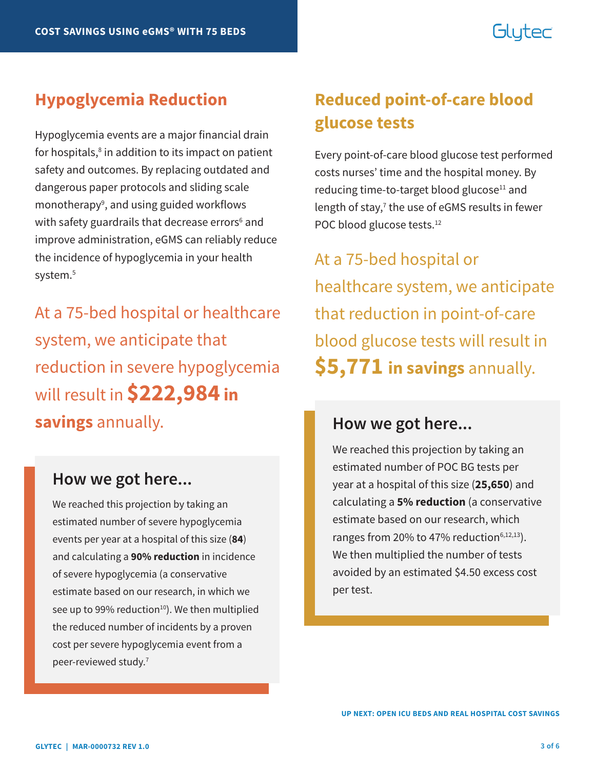## Hypoglycemia Reduction

Hypoglycemia events are a major financial drain for hospitals,[8] in addition to its impact on patient safety and outcomes. By replacing outdated and dangerous paper protocols and sliding scale monotherapy[9], and using guided workflows with safety guardrails that decrease errors[6] and improve administration, eGMS can reliably reduce the incidence of hypoglycemia in your health system.[5]

At a 75-bed hospital or healthcare system, we anticipate that reduction in severe hypoglycemia will result in **$222,984 in savings** annually.

### How we got here...

We reached this projection by taking an estimated number of severe hypoglycemia events per year at a hospital of this size (**84**) and calculating a **90% reduction** in incidence of severe hypoglycemia (a conservative estimate based on our research, in which we see up to 99% reduction[10]). We then multiplied the reduced number of incidents by a proven cost per severe hypoglycemia event from a peer-reviewed study.[7]

## Reduced point-of-care blood glucose tests

Every point-of-care blood glucose test performed costs nurses' time and the hospital money. By reducing time-to-target blood glucose[11] and length of stay,[7] the use of eGMS results in fewer POC blood glucose tests.[12]

At a 75-bed hospital or healthcare system, we anticipate that reduction in point-of-care blood glucose tests will result in **$5,771 in savings** annually.

### How we got here...

We reached this projection by taking an estimated number of POC BG tests per year at a hospital of this size (**25,650**) and calculating a **5% reduction** (a conservative estimate based on our research, which ranges from 20% to 47% reduction[6,12,13]). We then multiplied the number of tests avoided by an estimated $4.50 excess cost per test.

UP NEXT: OPEN ICU BEDS AND REAL HOSPITAL COST SAVINGS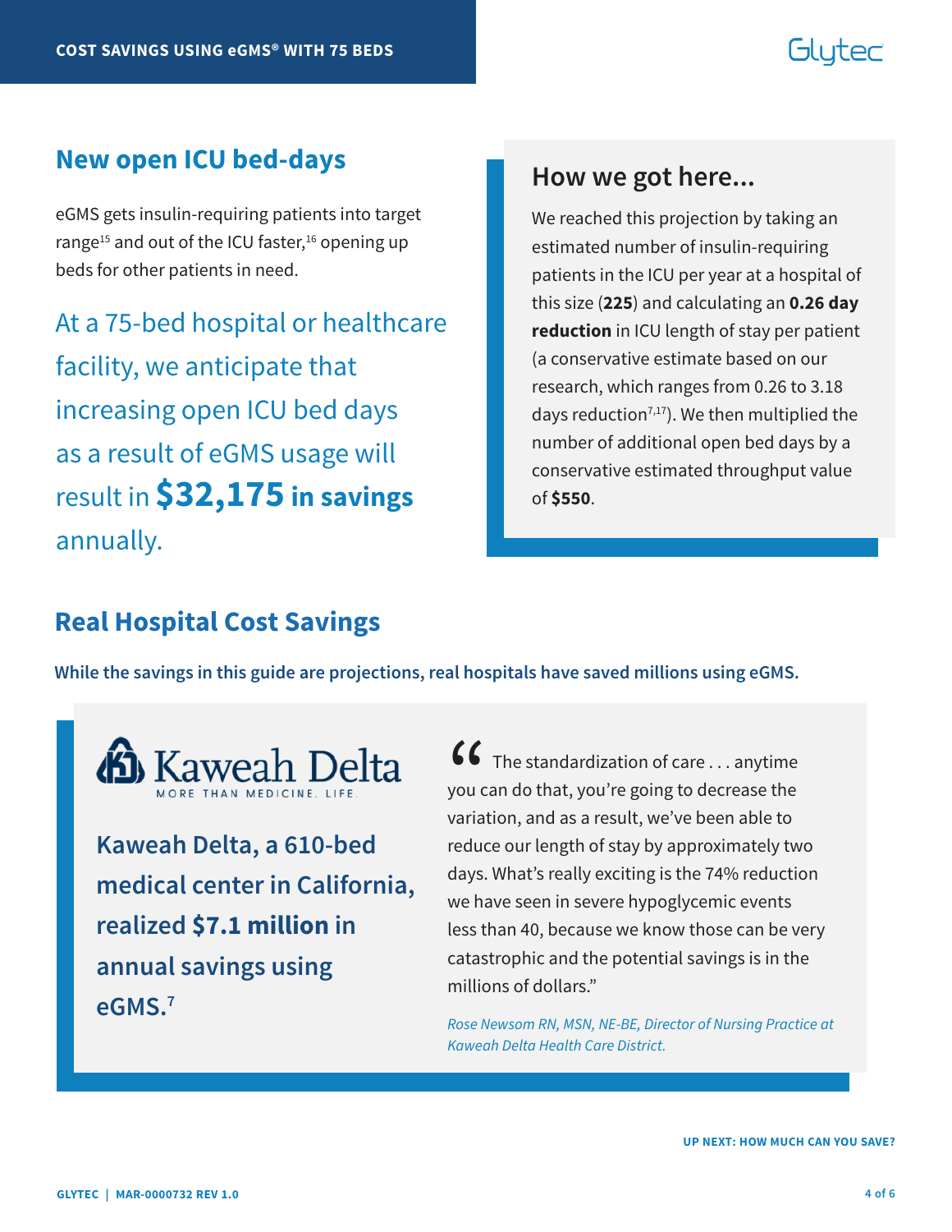## New open ICU bed-days

eGMS gets insulin-requiring patients into target range[15] and out of the ICU faster,[16] opening up beds for other patients in need.

At a 75-bed hospital or healthcare facility, we anticipate that increasing open ICU bed days as a result of eGMS usage will result in **$32,175 in savings** annually.

### How we got here...

We reached this projection by taking an estimated number of insulin-requiring patients in the ICU per year at a hospital of this size (**225**) and calculating an **0.26 day reduction** in ICU length of stay per patient (a conservative estimate based on our research, which ranges from 0.26 to 3.18 days reduction[7,17]). We then multiplied the number of additional open bed days by a conservative estimated throughput value of **$550**.

## Real Hospital Cost Savings

**While the savings in this guide are projections, real hospitals have saved millions using eGMS.**

Kaweah Delta
MORE THAN MEDICINE. LIFE.

**Kaweah Delta, a 610-bed medical center in California, realized $7.1 million in annual savings using eGMS.**[7]

“The standardization of care . . . anytime you can do that, you’re going to decrease the variation, and as a result, we’ve been able to reduce our length of stay by approximately two days. What’s really exciting is the 74% reduction we have seen in severe hypoglycemic events less than 40, because we know those can be very catastrophic and the potential savings is in the millions of dollars.”

*Rose Newsom RN, MSN, NE-BE, Director of Nursing Practice at Kaweah Delta Health Care District.*

**UP NEXT: HOW MUCH CAN YOU SAVE?**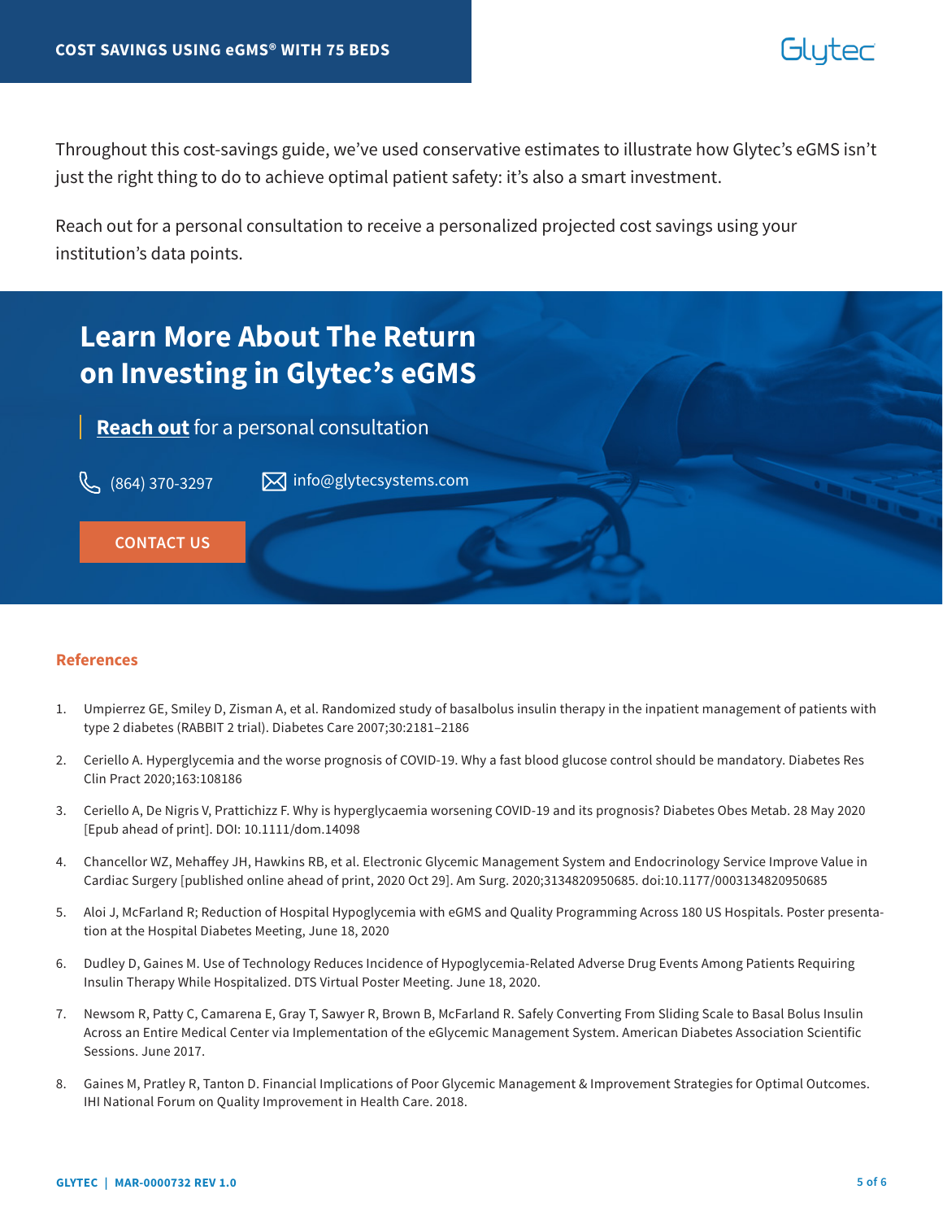Throughout this cost-savings guide, we've used conservative estimates to illustrate how Glytec's eGMS isn't just the right thing to do to achieve optimal patient safety: it's also a smart investment.

Reach out for a personal consultation to receive a personalized projected cost savings using your institution's data points.

## Learn More About The Return on Investing in Glytec's eGMS

**Reach out** for a personal consultation

(864) 370-3297 info@glytecsystems.com

CONTACT US

## References

1. Umpierrez GE, Smiley D, Zisman A, et al. Randomized study of basalbolus insulin therapy in the inpatient management of patients with type 2 diabetes (RABBIT 2 trial). Diabetes Care 2007;30:2181–2186
2. Ceriello A. Hyperglycemia and the worse prognosis of COVID-19. Why a fast blood glucose control should be mandatory. Diabetes Res Clin Pract 2020;163:108186
3. Ceriello A, De Nigris V, Prattichizz F. Why is hyperglycaemia worsening COVID-19 and its prognosis? Diabetes Obes Metab. 28 May 2020 [Epub ahead of print]. DOI: 10.1111/dom.14098
4. Chancellor WZ, Mehaffey JH, Hawkins RB, et al. Electronic Glycemic Management System and Endocrinology Service Improve Value in Cardiac Surgery [published online ahead of print, 2020 Oct 29]. Am Surg. 2020;3134820950685. doi:10.1177/0003134820950685
5. Aloi J, McFarland R; Reduction of Hospital Hypoglycemia with eGMS and Quality Programming Across 180 US Hospitals. Poster presentation at the Hospital Diabetes Meeting, June 18, 2020
6. Dudley D, Gaines M. Use of Technology Reduces Incidence of Hypoglycemia-Related Adverse Drug Events Among Patients Requiring Insulin Therapy While Hospitalized. DTS Virtual Poster Meeting. June 18, 2020.
7. Newsom R, Patty C, Camarena E, Gray T, Sawyer R, Brown B, McFarland R. Safely Converting From Sliding Scale to Basal Bolus Insulin Across an Entire Medical Center via Implementation of the eGlycemic Management System. American Diabetes Association Scientific Sessions. June 2017.
8. Gaines M, Pratley R, Tanton D. Financial Implications of Poor Glycemic Management & Improvement Strategies for Optimal Outcomes. IHI National Forum on Quality Improvement in Health Care. 2018.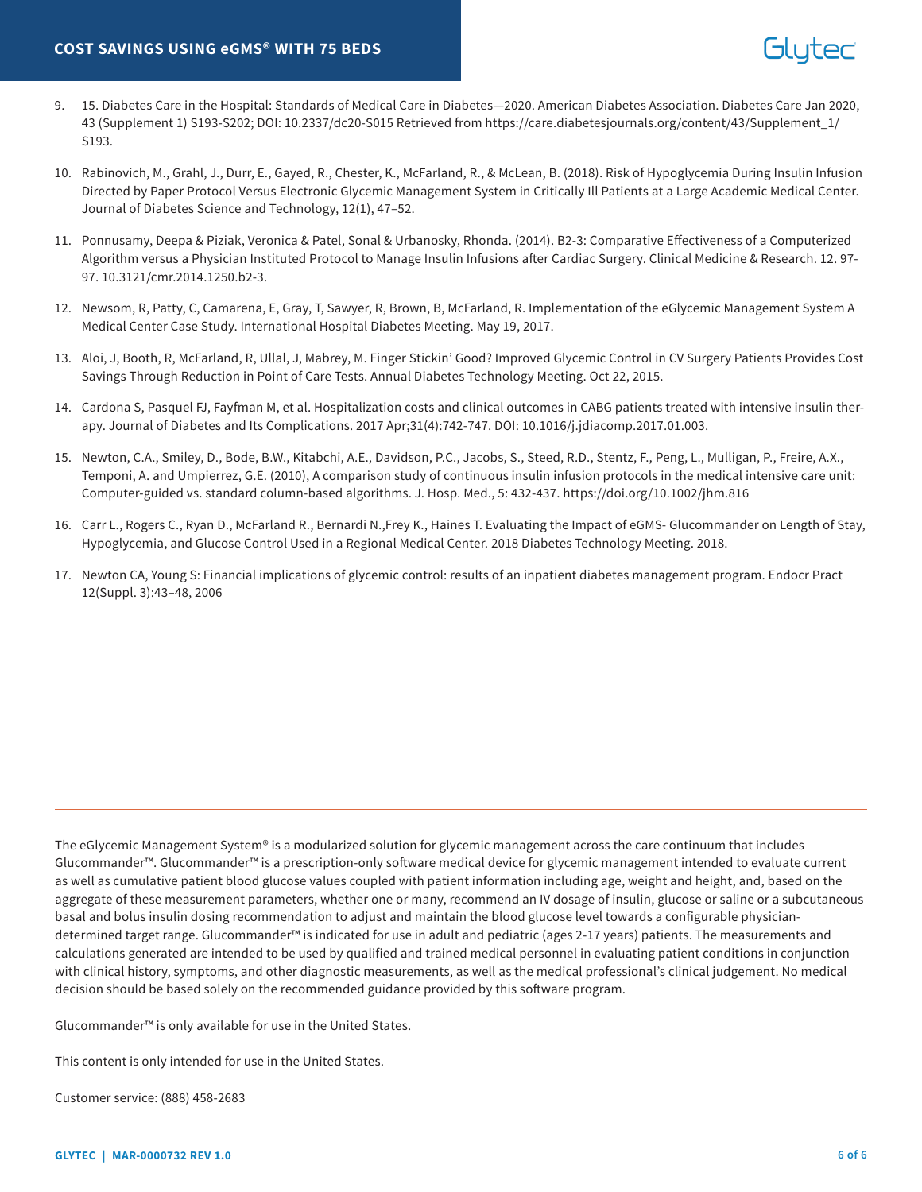9. 15. Diabetes Care in the Hospital: Standards of Medical Care in Diabetes—2020. American Diabetes Association. Diabetes Care Jan 2020, 43 (Supplement 1) S193-S202; DOI: 10.2337/dc20-S015 Retrieved from https://care.diabetesjournals.org/content/43/Supplement_1/S193.

10. Rabinovich, M., Grahl, J., Durr, E., Gayed, R., Chester, K., McFarland, R., & McLean, B. (2018). Risk of Hypoglycemia During Insulin Infusion Directed by Paper Protocol Versus Electronic Glycemic Management System in Critically Ill Patients at a Large Academic Medical Center. Journal of Diabetes Science and Technology, 12(1), 47–52.

11. Ponnusamy, Deepa & Piziak, Veronica & Patel, Sonal & Urbanosky, Rhonda. (2014). B2-3: Comparative Effectiveness of a Computerized Algorithm versus a Physician Instituted Protocol to Manage Insulin Infusions after Cardiac Surgery. Clinical Medicine & Research. 12. 97-97. 10.3121/cmr.2014.1250.b2-3.

12. Newsom, R, Patty, C, Camarena, E, Gray, T, Sawyer, R, Brown, B, McFarland, R. Implementation of the eGlycemic Management System A Medical Center Case Study. International Hospital Diabetes Meeting. May 19, 2017.

13. Aloi, J, Booth, R, McFarland, R, Ullal, J, Mabrey, M. Finger Stickin' Good? Improved Glycemic Control in CV Surgery Patients Provides Cost Savings Through Reduction in Point of Care Tests. Annual Diabetes Technology Meeting. Oct 22, 2015.

14. Cardona S, Pasquel FJ, Fayfman M, et al. Hospitalization costs and clinical outcomes in CABG patients treated with intensive insulin therapy. Journal of Diabetes and Its Complications. 2017 Apr;31(4):742-747. DOI: 10.1016/j.jdiacomp.2017.01.003.

15. Newton, C.A., Smiley, D., Bode, B.W., Kitabchi, A.E., Davidson, P.C., Jacobs, S., Steed, R.D., Stentz, F., Peng, L., Mulligan, P., Freire, A.X., Temponi, A. and Umpierrez, G.E. (2010), A comparison study of continuous insulin infusion protocols in the medical intensive care unit: Computer-guided vs. standard column-based algorithms. J. Hosp. Med., 5: 432-437. https://doi.org/10.1002/jhm.816

16. Carr L., Rogers C., Ryan D., McFarland R., Bernardi N.,Frey K., Haines T. Evaluating the Impact of eGMS- Glucommander on Length of Stay, Hypoglycemia, and Glucose Control Used in a Regional Medical Center. 2018 Diabetes Technology Meeting. 2018.

17. Newton CA, Young S: Financial implications of glycemic control: results of an inpatient diabetes management program. Endocr Pract 12(Suppl. 3):43–48, 2006

---

The eGlycemic Management System® is a modularized solution for glycemic management across the care continuum that includes Glucommander™. Glucommander™ is a prescription-only software medical device for glycemic management intended to evaluate current as well as cumulative patient blood glucose values coupled with patient information including age, weight and height, and, based on the aggregate of these measurement parameters, whether one or many, recommend an IV dosage of insulin, glucose or saline or a subcutaneous basal and bolus insulin dosing recommendation to adjust and maintain the blood glucose level towards a configurable physician-determined target range. Glucommander™ is indicated for use in adult and pediatric (ages 2-17 years) patients. The measurements and calculations generated are intended to be used by qualified and trained medical personnel in evaluating patient conditions in conjunction with clinical history, symptoms, and other diagnostic measurements, as well as the medical professional's clinical judgement. No medical decision should be based solely on the recommended guidance provided by this software program.

Glucommander™ is only available for use in the United States.

This content is only intended for use in the United States.

Customer service: (888) 458-2683

**GLYTEC | MAR-0000732 REV 1.0**